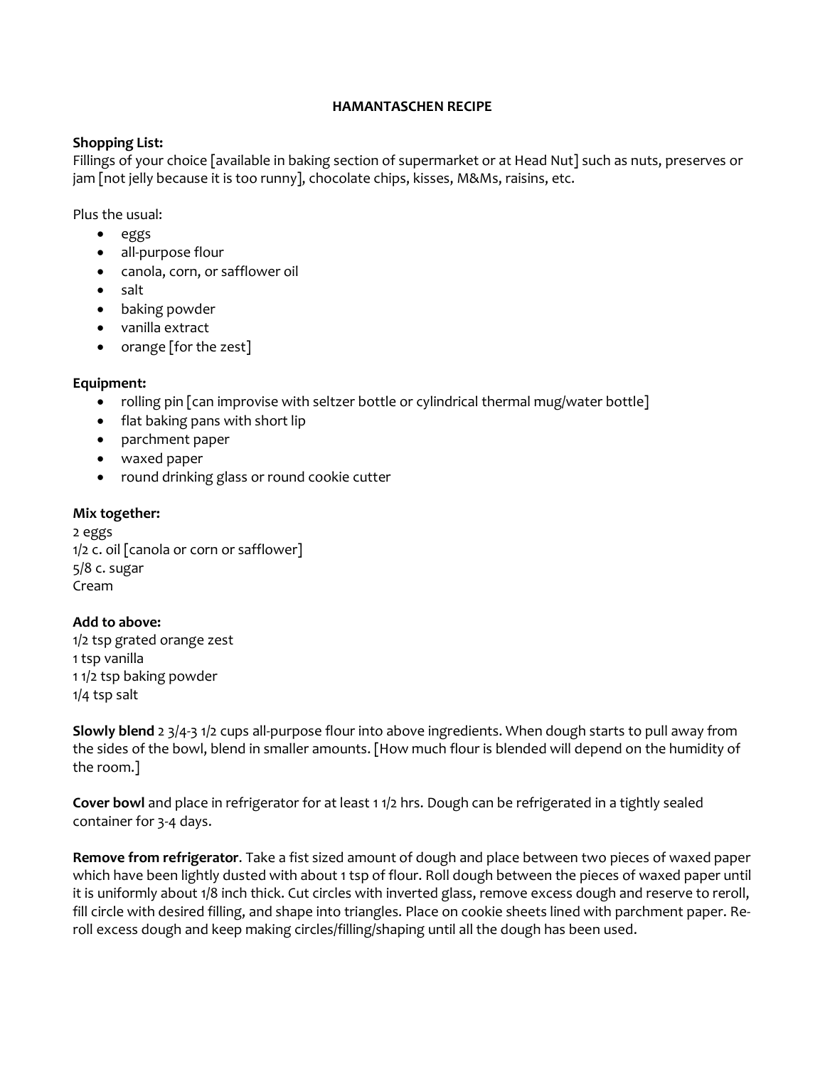# HAMANTASCHEN RECIPE

**Shopping List:**
Fillings of your choice [available in baking section of supermarket or at Head Nut] such as nuts, preserves or jam [not jelly because it is too runny], chocolate chips, kisses, M&Ms, raisins, etc.

Plus the usual:

- eggs
- all-purpose flour
- canola, corn, or safflower oil
- salt
- baking powder
- vanilla extract
- orange [for the zest]

**Equipment:**

- rolling pin [can improvise with seltzer bottle or cylindrical thermal mug/water bottle]
- flat baking pans with short lip
- parchment paper
- waxed paper
- round drinking glass or round cookie cutter

**Mix together:**
2 eggs
1/2 c. oil [canola or corn or safflower]
5/8 c. sugar
Cream

**Add to above:**
1/2 tsp grated orange zest
1 tsp vanilla
1 1/2 tsp baking powder
1/4 tsp salt

**Slowly blend** 2 3/4-3 1/2 cups all-purpose flour into above ingredients. When dough starts to pull away from the sides of the bowl, blend in smaller amounts. [How much flour is blended will depend on the humidity of the room.]

**Cover bowl** and place in refrigerator for at least 1 1/2 hrs. Dough can be refrigerated in a tightly sealed container for 3-4 days.

**Remove from refrigerator**. Take a fist sized amount of dough and place between two pieces of waxed paper which have been lightly dusted with about 1 tsp of flour. Roll dough between the pieces of waxed paper until it is uniformly about 1/8 inch thick. Cut circles with inverted glass, remove excess dough and reserve to reroll, fill circle with desired filling, and shape into triangles. Place on cookie sheets lined with parchment paper. Re-roll excess dough and keep making circles/filling/shaping until all the dough has been used.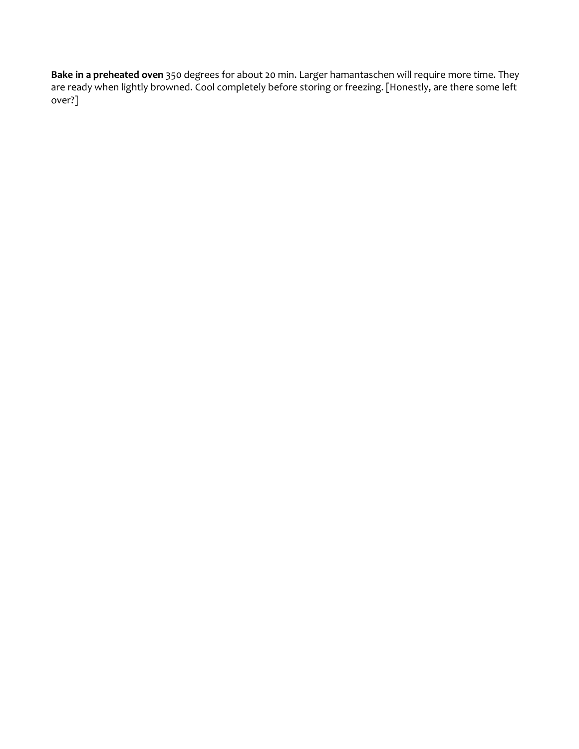**Bake in a preheated oven** 350 degrees for about 20 min. Larger hamantaschen will require more time. They are ready when lightly browned. Cool completely before storing or freezing. [Honestly, are there some left over?]